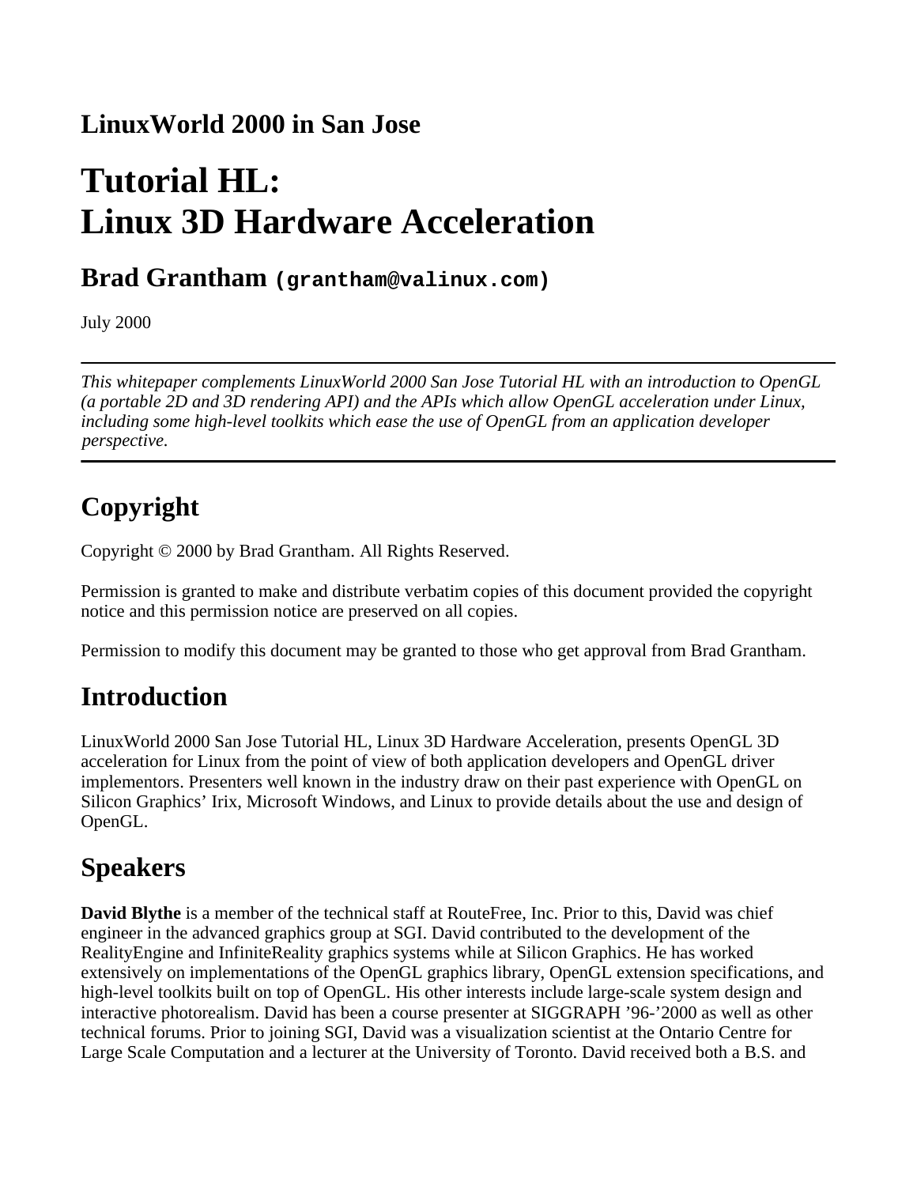## LinuxWorld 2000 in San Jose

# Tutorial HL:
# Linux 3D Hardware Acceleration

## Brad Grantham `(grantham@valinux.com)`

July 2000

---

*This whitepaper complements LinuxWorld 2000 San Jose Tutorial HL with an introduction to OpenGL (a portable 2D and 3D rendering API) and the APIs which allow OpenGL acceleration under Linux, including some high-level toolkits which ease the use of OpenGL from an application developer perspective.*

---

## Copyright

Copyright © 2000 by Brad Grantham. All Rights Reserved.

Permission is granted to make and distribute verbatim copies of this document provided the copyright notice and this permission notice are preserved on all copies.

Permission to modify this document may be granted to those who get approval from Brad Grantham.

## Introduction

LinuxWorld 2000 San Jose Tutorial HL, Linux 3D Hardware Acceleration, presents OpenGL 3D acceleration for Linux from the point of view of both application developers and OpenGL driver implementors. Presenters well known in the industry draw on their past experience with OpenGL on Silicon Graphics' Irix, Microsoft Windows, and Linux to provide details about the use and design of OpenGL.

## Speakers

**David Blythe** is a member of the technical staff at RouteFree, Inc. Prior to this, David was chief engineer in the advanced graphics group at SGI. David contributed to the development of the RealityEngine and InfiniteReality graphics systems while at Silicon Graphics. He has worked extensively on implementations of the OpenGL graphics library, OpenGL extension specifications, and high-level toolkits built on top of OpenGL. His other interests include large-scale system design and interactive photorealism. David has been a course presenter at SIGGRAPH '96-'2000 as well as other technical forums. Prior to joining SGI, David was a visualization scientist at the Ontario Centre for Large Scale Computation and a lecturer at the University of Toronto. David received both a B.S. and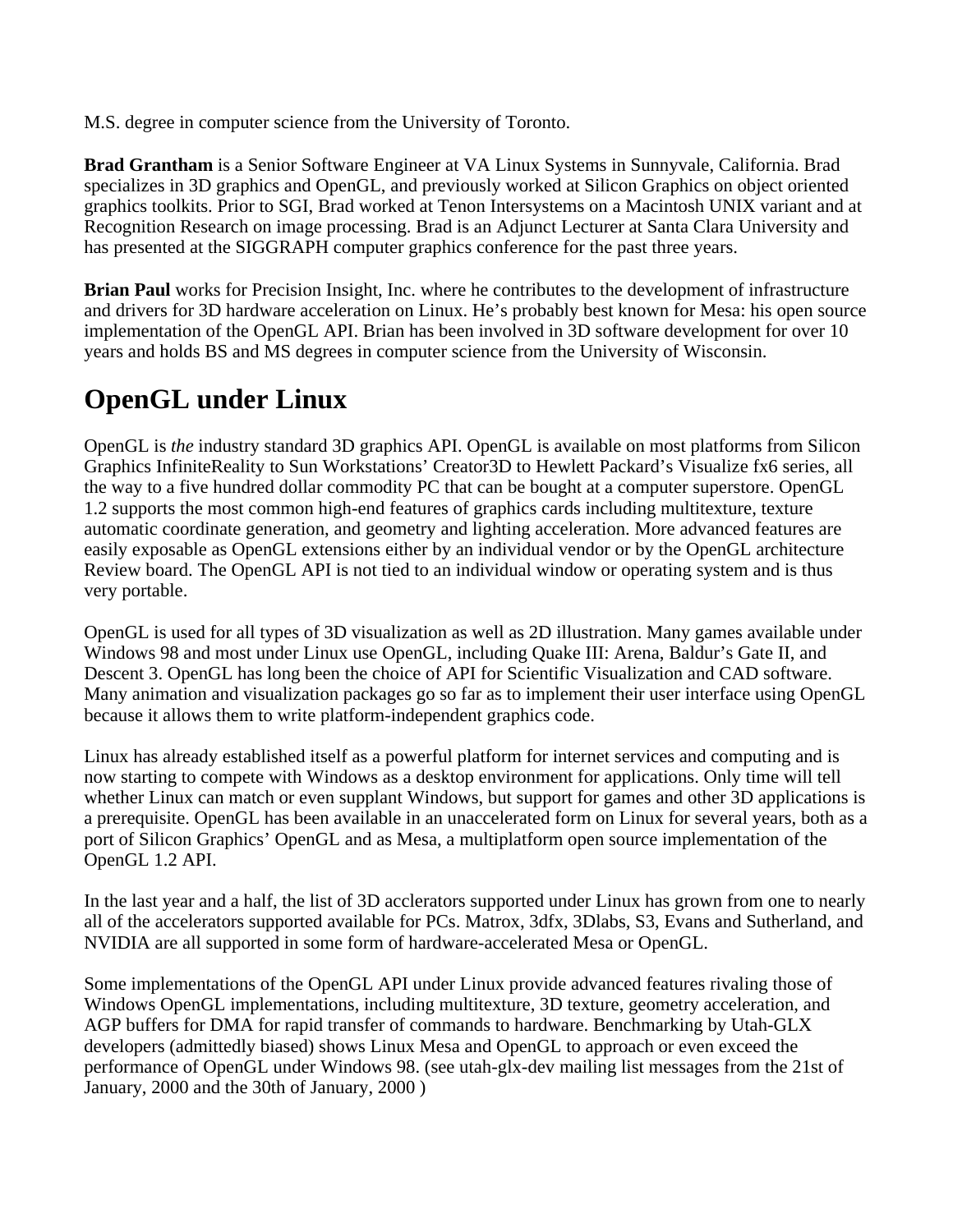M.S. degree in computer science from the University of Toronto.

**Brad Grantham** is a Senior Software Engineer at VA Linux Systems in Sunnyvale, California. Brad specializes in 3D graphics and OpenGL, and previously worked at Silicon Graphics on object oriented graphics toolkits. Prior to SGI, Brad worked at Tenon Intersystems on a Macintosh UNIX variant and at Recognition Research on image processing. Brad is an Adjunct Lecturer at Santa Clara University and has presented at the SIGGRAPH computer graphics conference for the past three years.

**Brian Paul** works for Precision Insight, Inc. where he contributes to the development of infrastructure and drivers for 3D hardware acceleration on Linux. He's probably best known for Mesa: his open source implementation of the OpenGL API. Brian has been involved in 3D software development for over 10 years and holds BS and MS degrees in computer science from the University of Wisconsin.

# OpenGL under Linux

OpenGL is *the* industry standard 3D graphics API. OpenGL is available on most platforms from Silicon Graphics InfiniteReality to Sun Workstations' Creator3D to Hewlett Packard's Visualize fx6 series, all the way to a five hundred dollar commodity PC that can be bought at a computer superstore. OpenGL 1.2 supports the most common high-end features of graphics cards including multitexture, texture automatic coordinate generation, and geometry and lighting acceleration. More advanced features are easily exposable as OpenGL extensions either by an individual vendor or by the OpenGL architecture Review board. The OpenGL API is not tied to an individual window or operating system and is thus very portable.

OpenGL is used for all types of 3D visualization as well as 2D illustration. Many games available under Windows 98 and most under Linux use OpenGL, including Quake III: Arena, Baldur's Gate II, and Descent 3. OpenGL has long been the choice of API for Scientific Visualization and CAD software. Many animation and visualization packages go so far as to implement their user interface using OpenGL because it allows them to write platform-independent graphics code.

Linux has already established itself as a powerful platform for internet services and computing and is now starting to compete with Windows as a desktop environment for applications. Only time will tell whether Linux can match or even supplant Windows, but support for games and other 3D applications is a prerequisite. OpenGL has been available in an unaccelerated form on Linux for several years, both as a port of Silicon Graphics' OpenGL and as Mesa, a multiplatform open source implementation of the OpenGL 1.2 API.

In the last year and a half, the list of 3D acclerators supported under Linux has grown from one to nearly all of the accelerators supported available for PCs. Matrox, 3dfx, 3Dlabs, S3, Evans and Sutherland, and NVIDIA are all supported in some form of hardware-accelerated Mesa or OpenGL.

Some implementations of the OpenGL API under Linux provide advanced features rivaling those of Windows OpenGL implementations, including multitexture, 3D texture, geometry acceleration, and AGP buffers for DMA for rapid transfer of commands to hardware. Benchmarking by Utah-GLX developers (admittedly biased) shows Linux Mesa and OpenGL to approach or even exceed the performance of OpenGL under Windows 98. (see utah-glx-dev mailing list messages from the 21st of January, 2000 and the 30th of January, 2000 )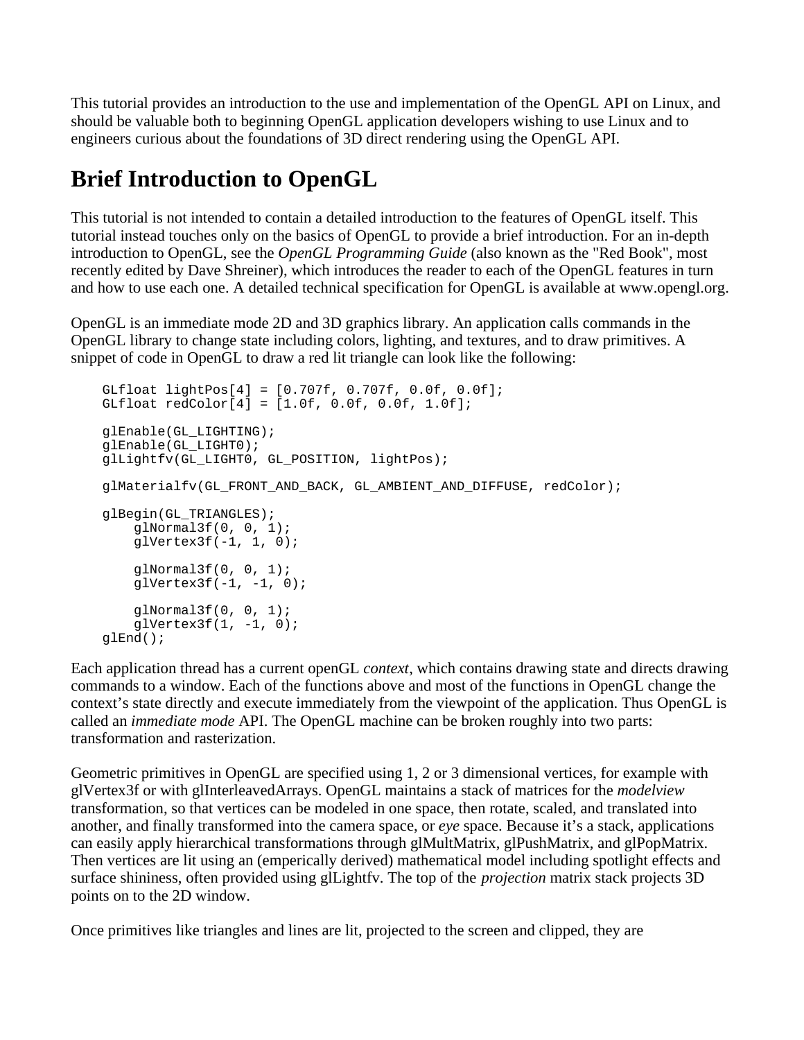This tutorial provides an introduction to the use and implementation of the OpenGL API on Linux, and should be valuable both to beginning OpenGL application developers wishing to use Linux and to engineers curious about the foundations of 3D direct rendering using the OpenGL API.

## Brief Introduction to OpenGL

This tutorial is not intended to contain a detailed introduction to the features of OpenGL itself. This tutorial instead touches only on the basics of OpenGL to provide a brief introduction. For an in-depth introduction to OpenGL, see the *OpenGL Programming Guide* (also known as the "Red Book", most recently edited by Dave Shreiner), which introduces the reader to each of the OpenGL features in turn and how to use each one. A detailed technical specification for OpenGL is available at www.opengl.org.

OpenGL is an immediate mode 2D and 3D graphics library. An application calls commands in the OpenGL library to change state including colors, lighting, and textures, and to draw primitives. A snippet of code in OpenGL to draw a red lit triangle can look like the following:

```
GLfloat lightPos[4] = [0.707f, 0.707f, 0.0f, 0.0f];
GLfloat redColor[4] = [1.0f, 0.0f, 0.0f, 1.0f];

glEnable(GL_LIGHTING);
glEnable(GL_LIGHT0);
glLightfv(GL_LIGHT0, GL_POSITION, lightPos);

glMaterialfv(GL_FRONT_AND_BACK, GL_AMBIENT_AND_DIFFUSE, redColor);

glBegin(GL_TRIANGLES);
    glNormal3f(0, 0, 1);
    glVertex3f(-1, 1, 0);

    glNormal3f(0, 0, 1);
    glVertex3f(-1, -1, 0);

    glNormal3f(0, 0, 1);
    glVertex3f(1, -1, 0);
glEnd();
```

Each application thread has a current openGL *context*, which contains drawing state and directs drawing commands to a window. Each of the functions above and most of the functions in OpenGL change the context's state directly and execute immediately from the viewpoint of the application. Thus OpenGL is called an *immediate mode* API. The OpenGL machine can be broken roughly into two parts: transformation and rasterization.

Geometric primitives in OpenGL are specified using 1, 2 or 3 dimensional vertices, for example with glVertex3f or with glInterleavedArrays. OpenGL maintains a stack of matrices for the *modelview* transformation, so that vertices can be modeled in one space, then rotate, scaled, and translated into another, and finally transformed into the camera space, or *eye* space. Because it's a stack, applications can easily apply hierarchical transformations through glMultMatrix, glPushMatrix, and glPopMatrix. Then vertices are lit using an (emperically derived) mathematical model including spotlight effects and surface shininess, often provided using glLightfv. The top of the *projection* matrix stack projects 3D points on to the 2D window.

Once primitives like triangles and lines are lit, projected to the screen and clipped, they are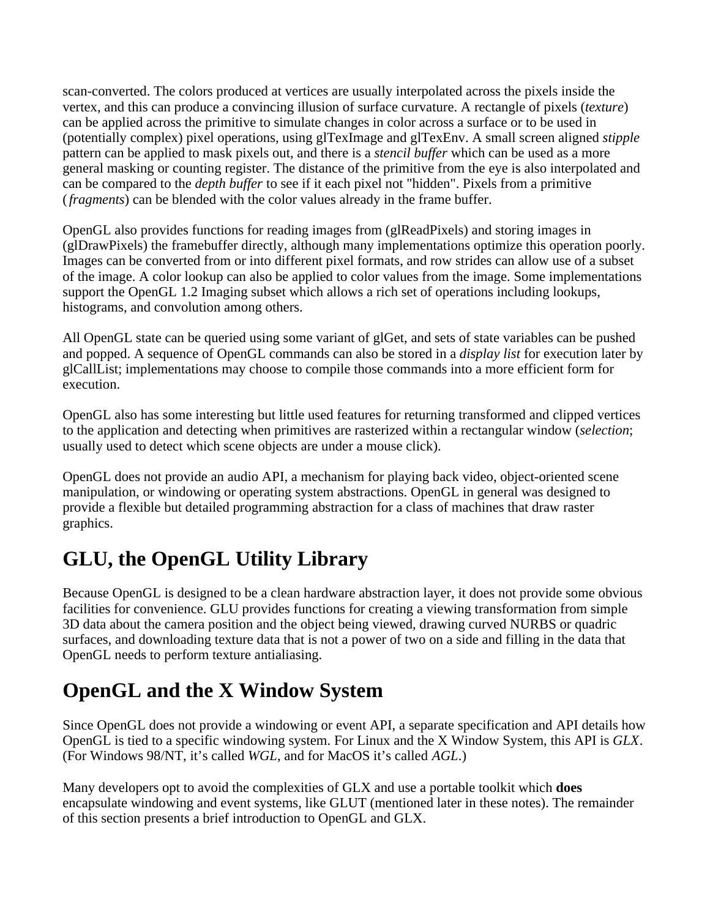scan-converted. The colors produced at vertices are usually interpolated across the pixels inside the vertex, and this can produce a convincing illusion of surface curvature. A rectangle of pixels (*texture*) can be applied across the primitive to simulate changes in color across a surface or to be used in (potentially complex) pixel operations, using glTexImage and glTexEnv. A small screen aligned *stipple* pattern can be applied to mask pixels out, and there is a *stencil buffer* which can be used as a more general masking or counting register. The distance of the primitive from the eye is also interpolated and can be compared to the *depth buffer* to see if it each pixel not "hidden". Pixels from a primitive (*fragments*) can be blended with the color values already in the frame buffer.

OpenGL also provides functions for reading images from (glReadPixels) and storing images in (glDrawPixels) the framebuffer directly, although many implementations optimize this operation poorly. Images can be converted from or into different pixel formats, and row strides can allow use of a subset of the image. A color lookup can also be applied to color values from the image. Some implementations support the OpenGL 1.2 Imaging subset which allows a rich set of operations including lookups, histograms, and convolution among others.

All OpenGL state can be queried using some variant of glGet, and sets of state variables can be pushed and popped. A sequence of OpenGL commands can also be stored in a *display list* for execution later by glCallList; implementations may choose to compile those commands into a more efficient form for execution.

OpenGL also has some interesting but little used features for returning transformed and clipped vertices to the application and detecting when primitives are rasterized within a rectangular window (*selection*; usually used to detect which scene objects are under a mouse click).

OpenGL does not provide an audio API, a mechanism for playing back video, object-oriented scene manipulation, or windowing or operating system abstractions. OpenGL in general was designed to provide a flexible but detailed programming abstraction for a class of machines that draw raster graphics.

## GLU, the OpenGL Utility Library

Because OpenGL is designed to be a clean hardware abstraction layer, it does not provide some obvious facilities for convenience. GLU provides functions for creating a viewing transformation from simple 3D data about the camera position and the object being viewed, drawing curved NURBS or quadric surfaces, and downloading texture data that is not a power of two on a side and filling in the data that OpenGL needs to perform texture antialiasing.

## OpenGL and the X Window System

Since OpenGL does not provide a windowing or event API, a separate specification and API details how OpenGL is tied to a specific windowing system. For Linux and the X Window System, this API is *GLX*. (For Windows 98/NT, it's called *WGL*, and for MacOS it's called *AGL*.)

Many developers opt to avoid the complexities of GLX and use a portable toolkit which **does** encapsulate windowing and event systems, like GLUT (mentioned later in these notes). The remainder of this section presents a brief introduction to OpenGL and GLX.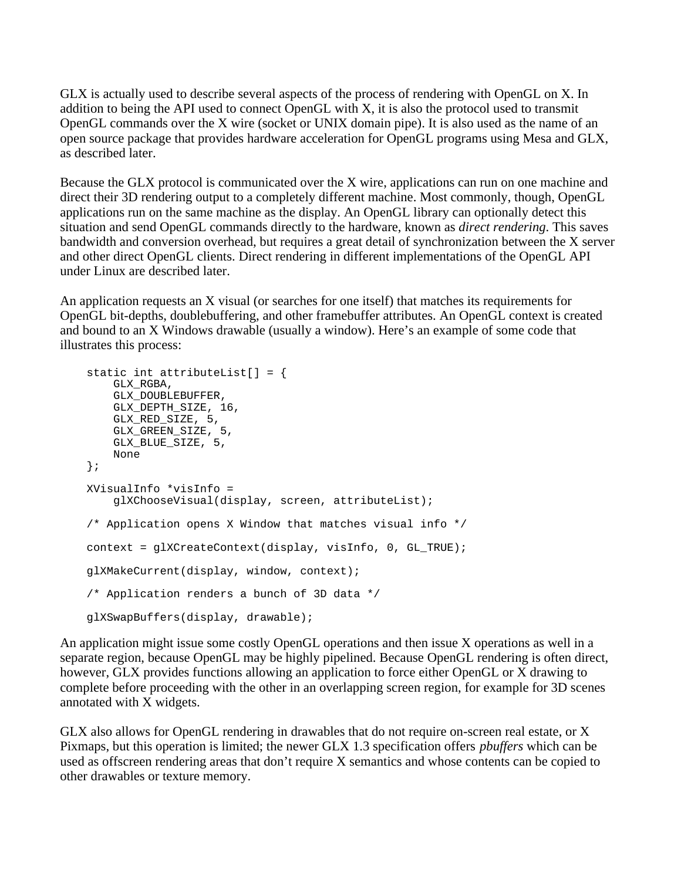GLX is actually used to describe several aspects of the process of rendering with OpenGL on X. In addition to being the API used to connect OpenGL with X, it is also the protocol used to transmit OpenGL commands over the X wire (socket or UNIX domain pipe). It is also used as the name of an open source package that provides hardware acceleration for OpenGL programs using Mesa and GLX, as described later.

Because the GLX protocol is communicated over the X wire, applications can run on one machine and direct their 3D rendering output to a completely different machine. Most commonly, though, OpenGL applications run on the same machine as the display. An OpenGL library can optionally detect this situation and send OpenGL commands directly to the hardware, known as *direct rendering*. This saves bandwidth and conversion overhead, but requires a great detail of synchronization between the X server and other direct OpenGL clients. Direct rendering in different implementations of the OpenGL API under Linux are described later.

An application requests an X visual (or searches for one itself) that matches its requirements for OpenGL bit-depths, doublebuffering, and other framebuffer attributes. An OpenGL context is created and bound to an X Windows drawable (usually a window). Here's an example of some code that illustrates this process:

```
static int attributeList[] = {
    GLX_RGBA,
    GLX_DOUBLEBUFFER,
    GLX_DEPTH_SIZE, 16,
    GLX_RED_SIZE, 5,
    GLX_GREEN_SIZE, 5,
    GLX_BLUE_SIZE, 5,
    None
};

XVisualInfo *visInfo =
    glXChooseVisual(display, screen, attributeList);

/* Application opens X Window that matches visual info */

context = glXCreateContext(display, visInfo, 0, GL_TRUE);

glXMakeCurrent(display, window, context);

/* Application renders a bunch of 3D data */

glXSwapBuffers(display, drawable);
```

An application might issue some costly OpenGL operations and then issue X operations as well in a separate region, because OpenGL may be highly pipelined. Because OpenGL rendering is often direct, however, GLX provides functions allowing an application to force either OpenGL or X drawing to complete before proceeding with the other in an overlapping screen region, for example for 3D scenes annotated with X widgets.

GLX also allows for OpenGL rendering in drawables that do not require on-screen real estate, or X Pixmaps, but this operation is limited; the newer GLX 1.3 specification offers *pbuffers* which can be used as offscreen rendering areas that don't require X semantics and whose contents can be copied to other drawables or texture memory.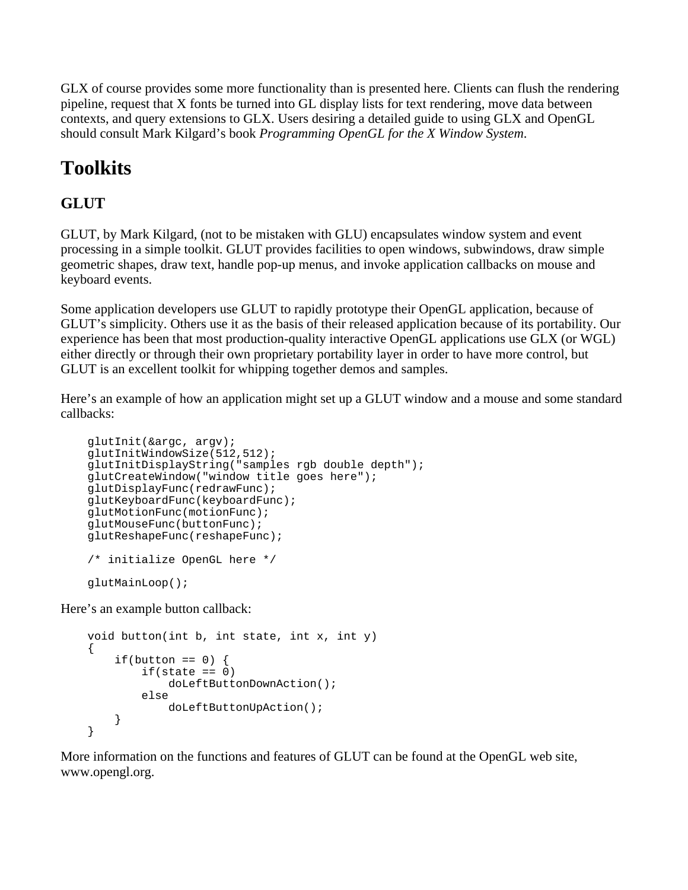GLX of course provides some more functionality than is presented here. Clients can flush the rendering pipeline, request that X fonts be turned into GL display lists for text rendering, move data between contexts, and query extensions to GLX. Users desiring a detailed guide to using GLX and OpenGL should consult Mark Kilgard's book *Programming OpenGL for the X Window System*.

# Toolkits

## GLUT

GLUT, by Mark Kilgard, (not to be mistaken with GLU) encapsulates window system and event processing in a simple toolkit. GLUT provides facilities to open windows, subwindows, draw simple geometric shapes, draw text, handle pop-up menus, and invoke application callbacks on mouse and keyboard events.

Some application developers use GLUT to rapidly prototype their OpenGL application, because of GLUT's simplicity. Others use it as the basis of their released application because of its portability. Our experience has been that most production-quality interactive OpenGL applications use GLX (or WGL) either directly or through their own proprietary portability layer in order to have more control, but GLUT is an excellent toolkit for whipping together demos and samples.

Here's an example of how an application might set up a GLUT window and a mouse and some standard callbacks:

```
glutInit(&argc, argv);
glutInitWindowSize(512,512);
glutInitDisplayString("samples rgb double depth");
glutCreateWindow("window title goes here");
glutDisplayFunc(redrawFunc);
glutKeyboardFunc(keyboardFunc);
glutMotionFunc(motionFunc);
glutMouseFunc(buttonFunc);
glutReshapeFunc(reshapeFunc);

/* initialize OpenGL here */

glutMainLoop();
```

Here's an example button callback:

```
void button(int b, int state, int x, int y)
{
    if(button == 0) {
        if(state == 0)
            doLeftButtonDownAction();
        else
            doLeftButtonUpAction();
    }
}
```

More information on the functions and features of GLUT can be found at the OpenGL web site, www.opengl.org.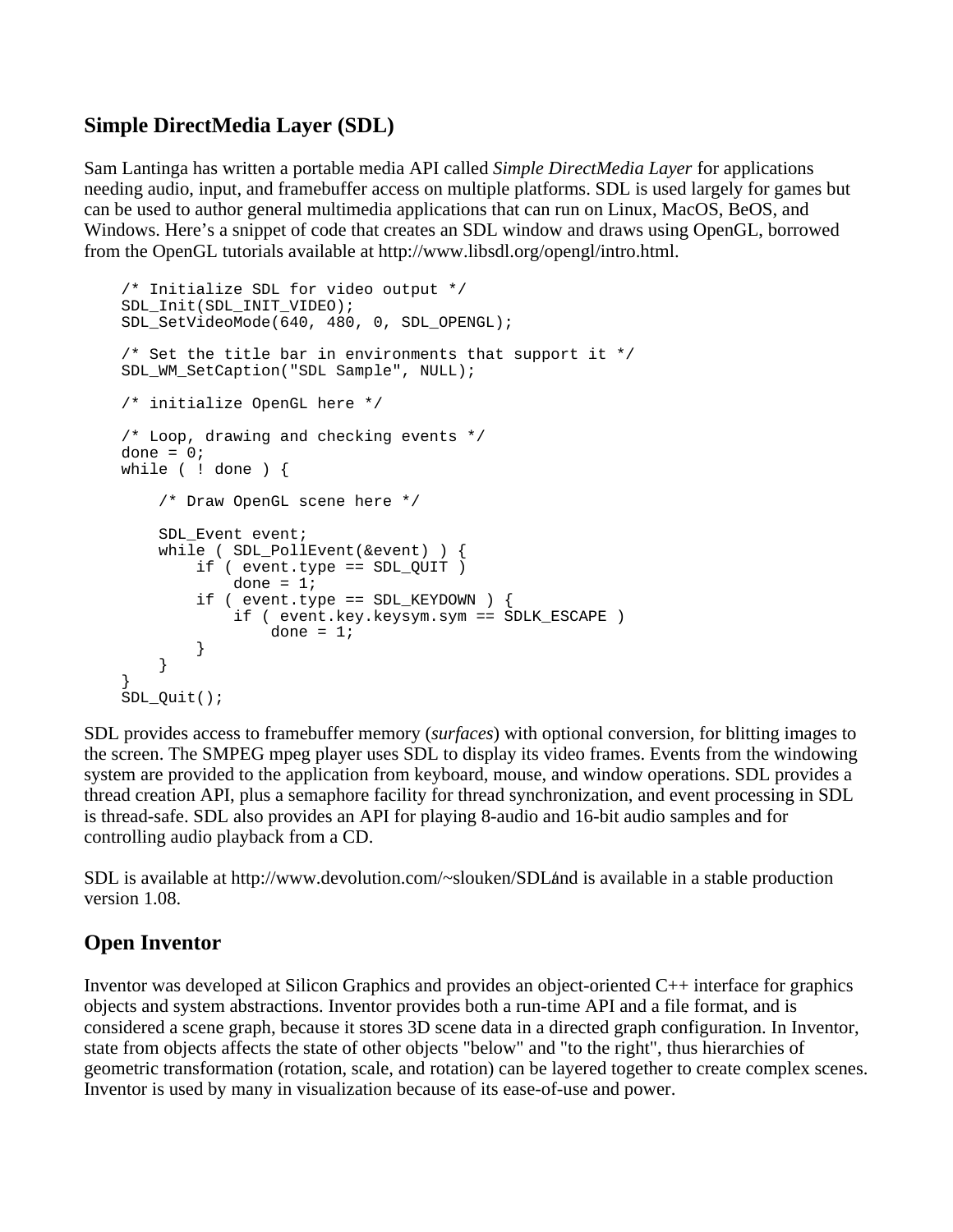## Simple DirectMedia Layer (SDL)

Sam Lantinga has written a portable media API called *Simple DirectMedia Layer* for applications needing audio, input, and framebuffer access on multiple platforms. SDL is used largely for games but can be used to author general multimedia applications that can run on Linux, MacOS, BeOS, and Windows. Here's a snippet of code that creates an SDL window and draws using OpenGL, borrowed from the OpenGL tutorials available at http://www.libsdl.org/opengl/intro.html.

```
/* Initialize SDL for video output */
SDL_Init(SDL_INIT_VIDEO);
SDL_SetVideoMode(640, 480, 0, SDL_OPENGL);

/* Set the title bar in environments that support it */
SDL_WM_SetCaption("SDL Sample", NULL);

/* initialize OpenGL here */

/* Loop, drawing and checking events */
done = 0;
while ( ! done ) {

    /* Draw OpenGL scene here */

    SDL_Event event;
    while ( SDL_PollEvent(&event) ) {
        if ( event.type == SDL_QUIT )
            done = 1;
        if ( event.type == SDL_KEYDOWN ) {
            if ( event.key.keysym.sym == SDLK_ESCAPE )
                done = 1;
        }
    }
}
SDL_Quit();
```

SDL provides access to framebuffer memory (*surfaces*) with optional conversion, for blitting images to the screen. The SMPEG mpeg player uses SDL to display its video frames. Events from the windowing system are provided to the application from keyboard, mouse, and window operations. SDL provides a thread creation API, plus a semaphore facility for thread synchronization, and event processing in SDL is thread-safe. SDL also provides an API for playing 8-audio and 16-bit audio samples and for controlling audio playback from a CD.

SDL is available at http://www.devolution.com/~slouken/SDL/ and is available in a stable production version 1.08.

## Open Inventor

Inventor was developed at Silicon Graphics and provides an object-oriented C++ interface for graphics objects and system abstractions. Inventor provides both a run-time API and a file format, and is considered a scene graph, because it stores 3D scene data in a directed graph configuration. In Inventor, state from objects affects the state of other objects "below" and "to the right", thus hierarchies of geometric transformation (rotation, scale, and rotation) can be layered together to create complex scenes. Inventor is used by many in visualization because of its ease-of-use and power.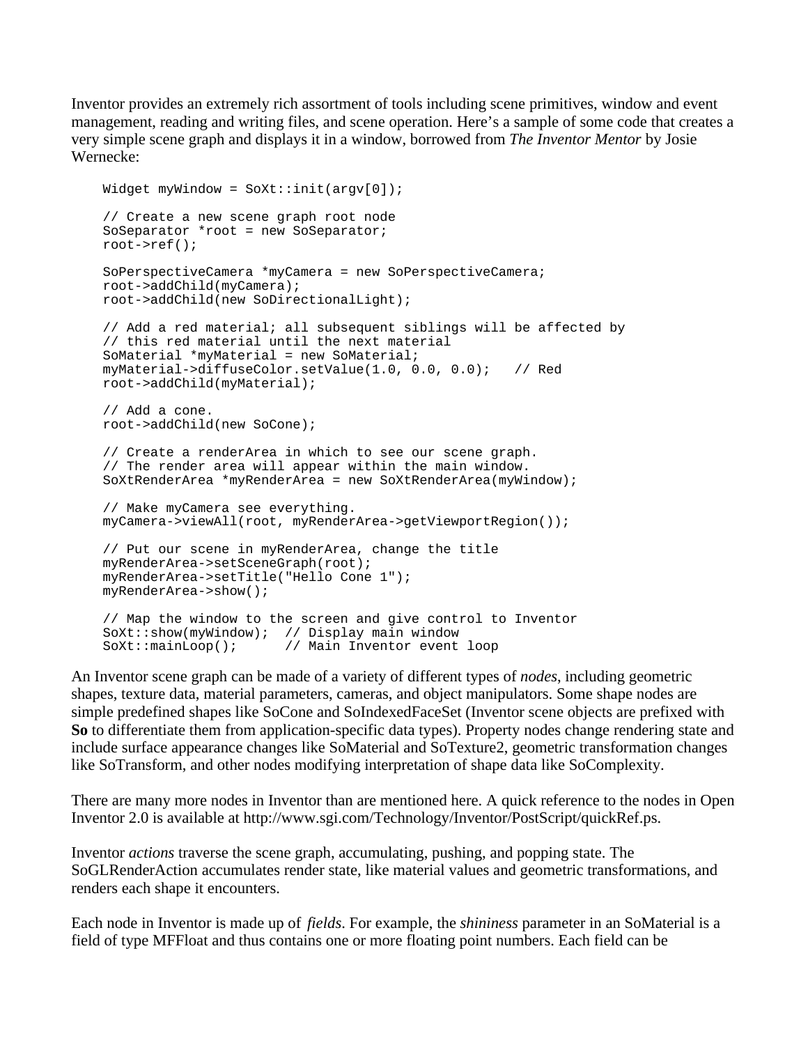Inventor provides an extremely rich assortment of tools including scene primitives, window and event management, reading and writing files, and scene operation. Here's a sample of some code that creates a very simple scene graph and displays it in a window, borrowed from *The Inventor Mentor* by Josie Wernecke:

```
Widget myWindow = SoXt::init(argv[0]);

// Create a new scene graph root node
SoSeparator *root = new SoSeparator;
root->ref();

SoPerspectiveCamera *myCamera = new SoPerspectiveCamera;
root->addChild(myCamera);
root->addChild(new SoDirectionalLight);

// Add a red material; all subsequent siblings will be affected by
// this red material until the next material
SoMaterial *myMaterial = new SoMaterial;
myMaterial->diffuseColor.setValue(1.0, 0.0, 0.0);   // Red
root->addChild(myMaterial);

// Add a cone.
root->addChild(new SoCone);

// Create a renderArea in which to see our scene graph.
// The render area will appear within the main window.
SoXtRenderArea *myRenderArea = new SoXtRenderArea(myWindow);

// Make myCamera see everything.
myCamera->viewAll(root, myRenderArea->getViewportRegion());

// Put our scene in myRenderArea, change the title
myRenderArea->setSceneGraph(root);
myRenderArea->setTitle("Hello Cone 1");
myRenderArea->show();

// Map the window to the screen and give control to Inventor
SoXt::show(myWindow);  // Display main window
SoXt::mainLoop();      // Main Inventor event loop
```

An Inventor scene graph can be made of a variety of different types of *nodes*, including geometric shapes, texture data, material parameters, cameras, and object manipulators. Some shape nodes are simple predefined shapes like SoCone and SoIndexedFaceSet (Inventor scene objects are prefixed with **So** to differentiate them from application-specific data types). Property nodes change rendering state and include surface appearance changes like SoMaterial and SoTexture2, geometric transformation changes like SoTransform, and other nodes modifying interpretation of shape data like SoComplexity.

There are many more nodes in Inventor than are mentioned here. A quick reference to the nodes in Open Inventor 2.0 is available at http://www.sgi.com/Technology/Inventor/PostScript/quickRef.ps.

Inventor *actions* traverse the scene graph, accumulating, pushing, and popping state. The SoGLRenderAction accumulates render state, like material values and geometric transformations, and renders each shape it encounters.

Each node in Inventor is made up of *fields*. For example, the *shininess* parameter in an SoMaterial is a field of type MFFloat and thus contains one or more floating point numbers. Each field can be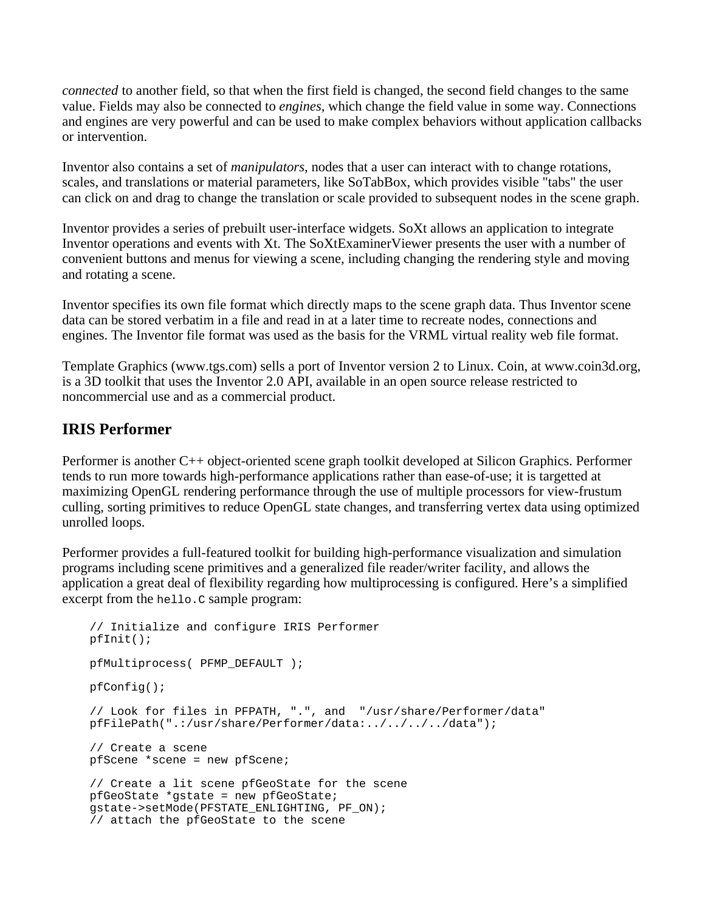*connected* to another field, so that when the first field is changed, the second field changes to the same value. Fields may also be connected to *engines*, which change the field value in some way. Connections and engines are very powerful and can be used to make complex behaviors without application callbacks or intervention.

Inventor also contains a set of *manipulators*, nodes that a user can interact with to change rotations, scales, and translations or material parameters, like SoTabBox, which provides visible "tabs" the user can click on and drag to change the translation or scale provided to subsequent nodes in the scene graph.

Inventor provides a series of prebuilt user-interface widgets. SoXt allows an application to integrate Inventor operations and events with Xt. The SoXtExaminerViewer presents the user with a number of convenient buttons and menus for viewing a scene, including changing the rendering style and moving and rotating a scene.

Inventor specifies its own file format which directly maps to the scene graph data. Thus Inventor scene data can be stored verbatim in a file and read in at a later time to recreate nodes, connections and engines. The Inventor file format was used as the basis for the VRML virtual reality web file format.

Template Graphics (www.tgs.com) sells a port of Inventor version 2 to Linux. Coin, at www.coin3d.org, is a 3D toolkit that uses the Inventor 2.0 API, available in an open source release restricted to noncommercial use and as a commercial product.

## IRIS Performer

Performer is another C++ object-oriented scene graph toolkit developed at Silicon Graphics. Performer tends to run more towards high-performance applications rather than ease-of-use; it is targetted at maximizing OpenGL rendering performance through the use of multiple processors for view-frustum culling, sorting primitives to reduce OpenGL state changes, and transferring vertex data using optimized unrolled loops.

Performer provides a full-featured toolkit for building high-performance visualization and simulation programs including scene primitives and a generalized file reader/writer facility, and allows the application a great deal of flexibility regarding how multiprocessing is configured. Here's a simplified excerpt from the `hello.C` sample program:

```
// Initialize and configure IRIS Performer
pfInit();

pfMultiprocess( PFMP_DEFAULT );

pfConfig();

// Look for files in PFPATH, ".", and  "/usr/share/Performer/data"
pfFilePath(".:/usr/share/Performer/data:../../../../data");

// Create a scene
pfScene *scene = new pfScene;

// Create a lit scene pfGeoState for the scene
pfGeoState *gstate = new pfGeoState;
gstate->setMode(PFSTATE_ENLIGHTING, PF_ON);
// attach the pfGeoState to the scene
```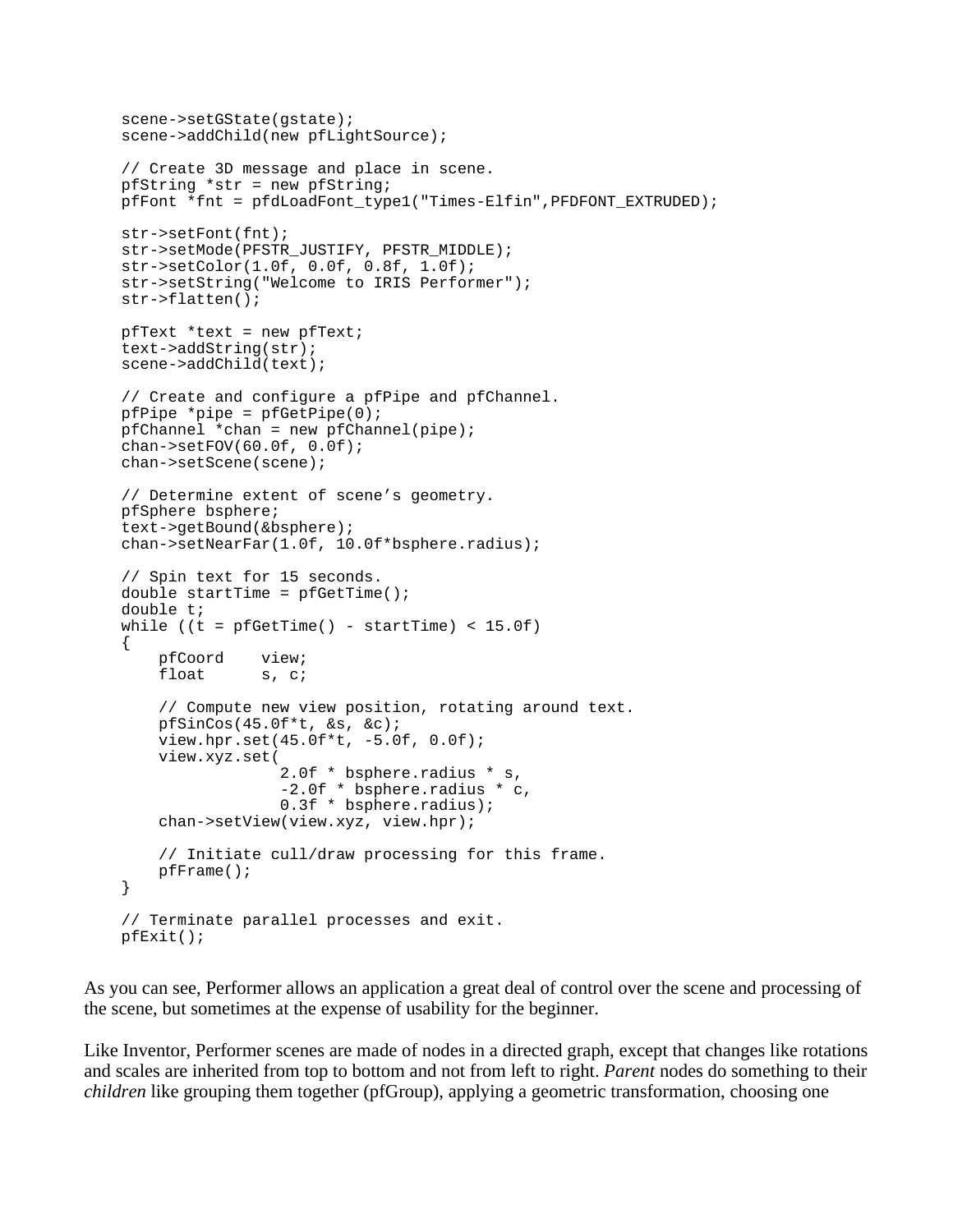```
    scene->setGState(gstate);
    scene->addChild(new pfLightSource);

    // Create 3D message and place in scene.
    pfString *str = new pfString;
    pfFont *fnt = pfdLoadFont_type1("Times-Elfin",PFDFONT_EXTRUDED);

    str->setFont(fnt);
    str->setMode(PFSTR_JUSTIFY, PFSTR_MIDDLE);
    str->setColor(1.0f, 0.0f, 0.8f, 1.0f);
    str->setString("Welcome to IRIS Performer");
    str->flatten();

    pfText *text = new pfText;
    text->addString(str);
    scene->addChild(text);

    // Create and configure a pfPipe and pfChannel.
    pfPipe *pipe = pfGetPipe(0);
    pfChannel *chan = new pfChannel(pipe);
    chan->setFOV(60.0f, 0.0f);
    chan->setScene(scene);

    // Determine extent of scene's geometry.
    pfSphere bsphere;
    text->getBound(&bsphere);
    chan->setNearFar(1.0f, 10.0f*bsphere.radius);

    // Spin text for 15 seconds.
    double startTime = pfGetTime();
    double t;
    while ((t = pfGetTime() - startTime) < 15.0f)
    {
        pfCoord    view;
        float      s, c;

        // Compute new view position, rotating around text.
        pfSinCos(45.0f*t, &s, &c);
        view.hpr.set(45.0f*t, -5.0f, 0.0f);
        view.xyz.set(
                    2.0f * bsphere.radius * s,
                    -2.0f * bsphere.radius * c,
                    0.3f * bsphere.radius);
        chan->setView(view.xyz, view.hpr);

        // Initiate cull/draw processing for this frame.
        pfFrame();
    }

    // Terminate parallel processes and exit.
    pfExit();
```

As you can see, Performer allows an application a great deal of control over the scene and processing of the scene, but sometimes at the expense of usability for the beginner.

Like Inventor, Performer scenes are made of nodes in a directed graph, except that changes like rotations and scales are inherited from top to bottom and not from left to right. *Parent* nodes do something to their *children* like grouping them together (pfGroup), applying a geometric transformation, choosing one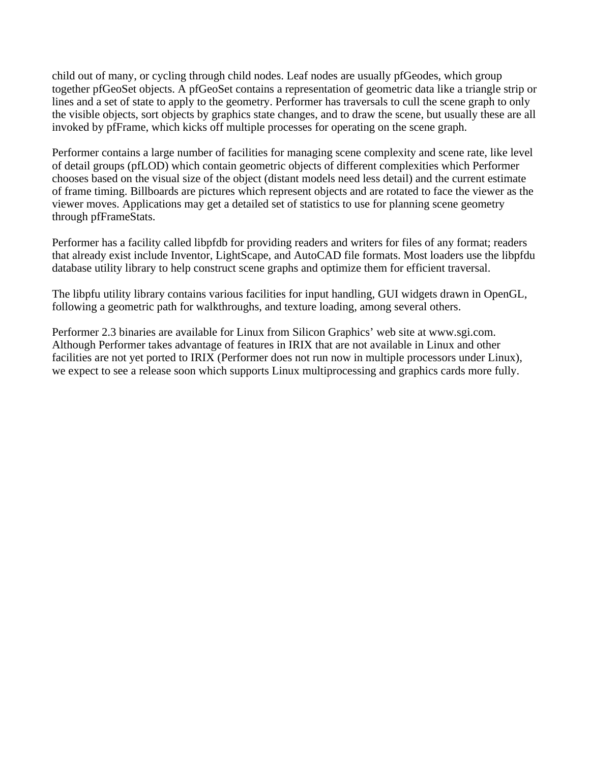child out of many, or cycling through child nodes. Leaf nodes are usually pfGeodes, which group together pfGeoSet objects. A pfGeoSet contains a representation of geometric data like a triangle strip or lines and a set of state to apply to the geometry. Performer has traversals to cull the scene graph to only the visible objects, sort objects by graphics state changes, and to draw the scene, but usually these are all invoked by pfFrame, which kicks off multiple processes for operating on the scene graph.

Performer contains a large number of facilities for managing scene complexity and scene rate, like level of detail groups (pfLOD) which contain geometric objects of different complexities which Performer chooses based on the visual size of the object (distant models need less detail) and the current estimate of frame timing. Billboards are pictures which represent objects and are rotated to face the viewer as the viewer moves. Applications may get a detailed set of statistics to use for planning scene geometry through pfFrameStats.

Performer has a facility called libpfdb for providing readers and writers for files of any format; readers that already exist include Inventor, LightScape, and AutoCAD file formats. Most loaders use the libpfdu database utility library to help construct scene graphs and optimize them for efficient traversal.

The libpfu utility library contains various facilities for input handling, GUI widgets drawn in OpenGL, following a geometric path for walkthroughs, and texture loading, among several others.

Performer 2.3 binaries are available for Linux from Silicon Graphics' web site at www.sgi.com. Although Performer takes advantage of features in IRIX that are not available in Linux and other facilities are not yet ported to IRIX (Performer does not run now in multiple processors under Linux), we expect to see a release soon which supports Linux multiprocessing and graphics cards more fully.